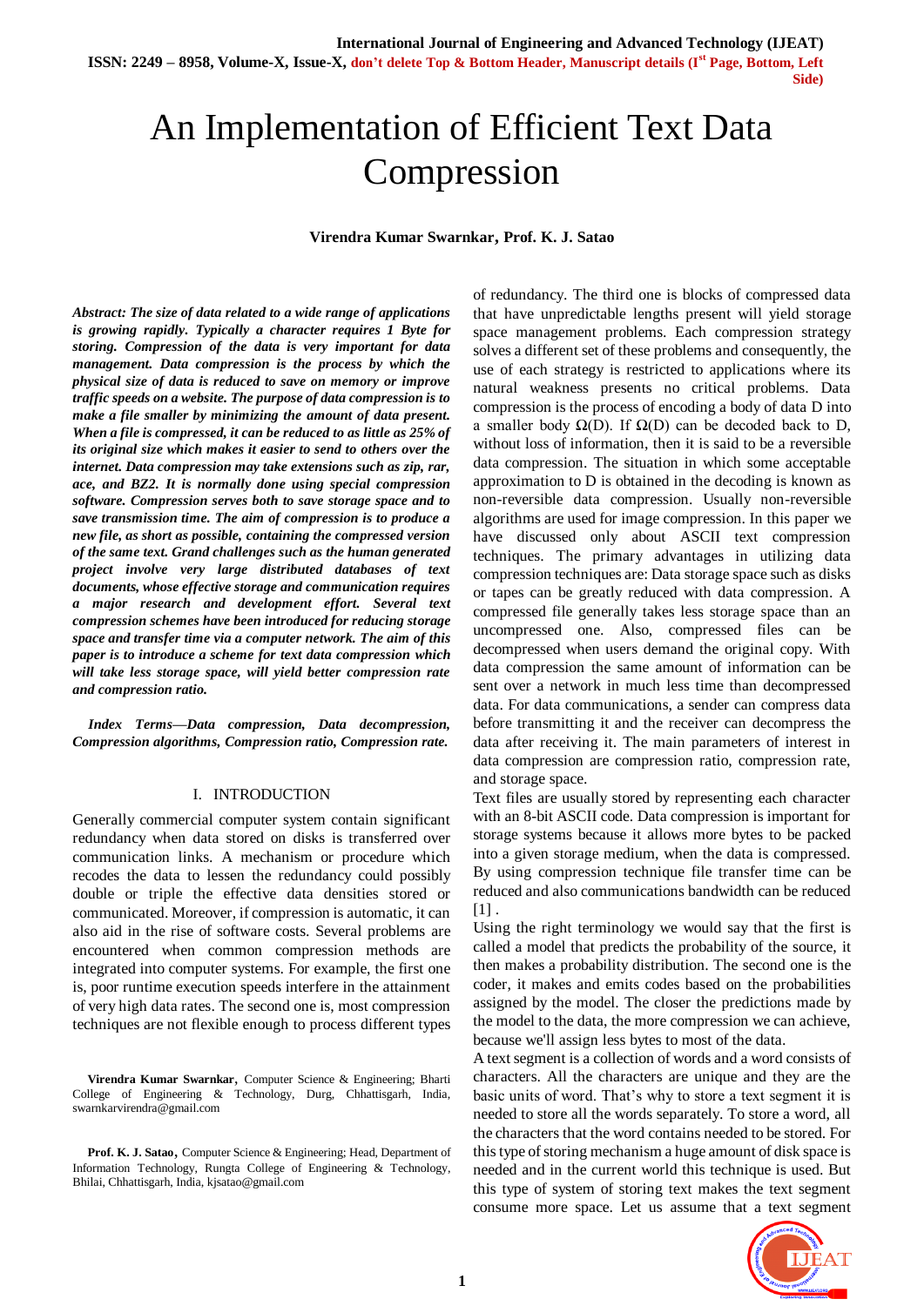# An Implementation of Efficient Text Data Compression

**Virendra Kumar Swarnkar, Prof. K. J. Satao**

***Abstract: The size of data related to a wide range of applications is growing rapidly. Typically a character requires 1 Byte for storing. Compression of the data is very important for data management. Data compression is the process by which the physical size of data is reduced to save on memory or improve traffic speeds on a website. The purpose of data compression is to make a file smaller by minimizing the amount of data present. When a file is compressed, it can be reduced to as little as 25% of its original size which makes it easier to send to others over the internet. Data compression may take extensions such as zip, rar, ace, and BZ2. It is normally done using special compression software. Compression serves both to save storage space and to save transmission time. The aim of compression is to produce a new file, as short as possible, containing the compressed version of the same text. Grand challenges such as the human generated project involve very large distributed databases of text documents, whose effective storage and communication requires a major research and development effort. Several text compression schemes have been introduced for reducing storage space and transfer time via a computer network. The aim of this paper is to introduce a scheme for text data compression which will take less storage space, will yield better compression rate and compression ratio.***

***Index Terms—Data compression, Data decompression, Compression algorithms, Compression ratio, Compression rate.***

## I. INTRODUCTION

Generally commercial computer system contain significant redundancy when data stored on disks is transferred over communication links. A mechanism or procedure which recodes the data to lessen the redundancy could possibly double or triple the effective data densities stored or communicated. Moreover, if compression is automatic, it can also aid in the rise of software costs. Several problems are encountered when common compression methods are integrated into computer systems. For example, the first one is, poor runtime execution speeds interfere in the attainment of very high data rates. The second one is, most compression techniques are not flexible enough to process different types of redundancy. The third one is blocks of compressed data that have unpredictable lengths present will yield storage space management problems. Each compression strategy solves a different set of these problems and consequently, the use of each strategy is restricted to applications where its natural weakness presents no critical problems. Data compression is the process of encoding a body of data D into a smaller body Ω(D). If Ω(D) can be decoded back to D, without loss of information, then it is said to be a reversible data compression. The situation in which some acceptable approximation to D is obtained in the decoding is known as non-reversible data compression. Usually non-reversible algorithms are used for image compression. In this paper we have discussed only about ASCII text compression techniques. The primary advantages in utilizing data compression techniques are: Data storage space such as disks or tapes can be greatly reduced with data compression. A compressed file generally takes less storage space than an uncompressed one. Also, compressed files can be decompressed when users demand the original copy. With data compression the same amount of information can be sent over a network in much less time than decompressed data. For data communications, a sender can compress data before transmitting it and the receiver can decompress the data after receiving it. The main parameters of interest in data compression are compression ratio, compression rate, and storage space.

Text files are usually stored by representing each character with an 8-bit ASCII code. Data compression is important for storage systems because it allows more bytes to be packed into a given storage medium, when the data is compressed. By using compression technique file transfer time can be reduced and also communications bandwidth can be reduced [1] .

Using the right terminology we would say that the first is called a model that predicts the probability of the source, it then makes a probability distribution. The second one is the coder, it makes and emits codes based on the probabilities assigned by the model. The closer the predictions made by the model to the data, the more compression we can achieve, because we'll assign less bytes to most of the data.

A text segment is a collection of words and a word consists of characters. All the characters are unique and they are the basic units of word. That's why to store a text segment it is needed to store all the words separately. To store a word, all the characters that the word contains needed to be stored. For this type of storing mechanism a huge amount of disk space is needed and in the current world this technique is used. But this type of system of storing text makes the text segment consume more space. Let us assume that a text segment

**Virendra Kumar Swarnkar**, Computer Science & Engineering; Bharti College of Engineering & Technology, Durg, Chhattisgarh, India, swarnkarvirendra@gmail.com

**Prof. K. J. Satao**, Computer Science & Engineering; Head, Department of Information Technology, Rungta College of Engineering & Technology, Bhilai, Chhattisgarh, India, kjsatao@gmail.com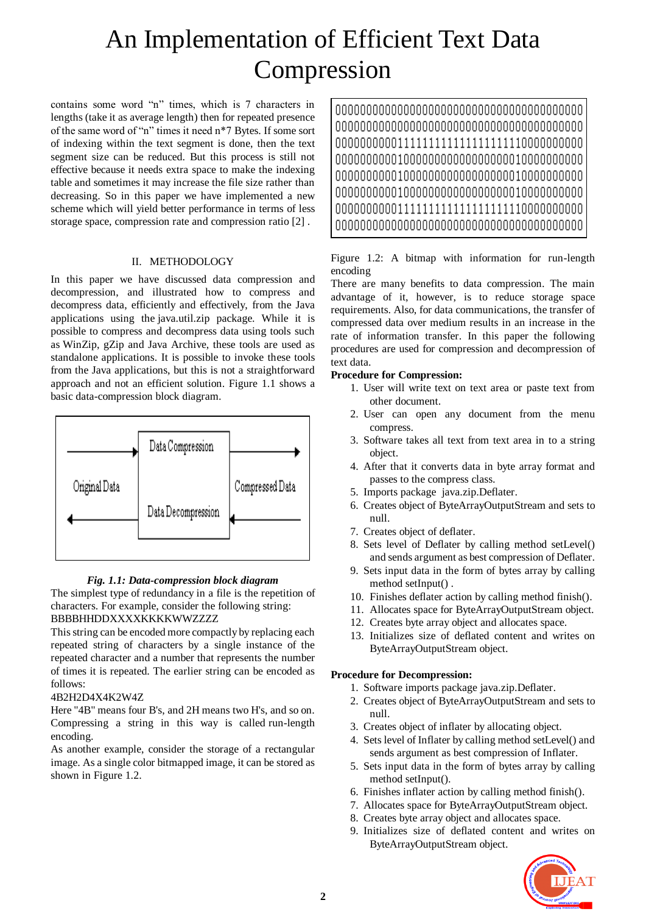# An Implementation of Efficient Text Data Compression

contains some word "n" times, which is 7 characters in lengths (take it as average length) then for repeated presence of the same word of "n" times it need n*7 Bytes. If some sort of indexing within the text segment is done, then the text segment size can be reduced. But this process is still not effective because it needs extra space to make the indexing table and sometimes it may increase the file size rather than decreasing. So in this paper we have implemented a new scheme which will yield better performance in terms of less storage space, compression rate and compression ratio [2] .

## II. METHODOLOGY

In this paper we have discussed data compression and decompression, and illustrated how to compress and decompress data, efficiently and effectively, from the Java applications using the java.util.zip package. While it is possible to compress and decompress data using tools such as WinZip, gZip and Java Archive, these tools are used as standalone applications. It is possible to invoke these tools from the Java applications, but this is not a straightforward approach and not an efficient solution. Figure 1.1 shows a basic data-compression block diagram.

Original Data — Data Compression / Data Decompression — Compressed Data

***Fig. 1.1: Data-compression block diagram***

The simplest type of redundancy in a file is the repetition of characters. For example, consider the following string:

BBBBHHDDXXXXKKKKWWZZZZ

This string can be encoded more compactly by replacing each repeated string of characters by a single instance of the repeated character and a number that represents the number of times it is repeated. The earlier string can be encoded as follows:

4B2H2D4X4K2W4Z

Here "4B" means four B's, and 2H means two H's, and so on. Compressing a string in this way is called run-length encoding.

As another example, consider the storage of a rectangular image. As a single color bitmapped image, it can be stored as shown in Figure 1.2.

```
0000000000000000000000000000000000000000
0000000000000000000000000000000000000000
0000000000111111111111111111110000000000
0000000000100000000000000000010000000000
0000000000100000000000000000010000000000
0000000000100000000000000000010000000000
0000000000111111111111111111110000000000
0000000000000000000000000000000000000000
```

Figure 1.2: A bitmap with information for run-length encoding

There are many benefits to data compression. The main advantage of it, however, is to reduce storage space requirements. Also, for data communications, the transfer of compressed data over medium results in an increase in the rate of information transfer. In this paper the following procedures are used for compression and decompression of text data.

**Procedure for Compression:**

1. User will write text on text area or paste text from other document.
2. User can open any document from the menu compress.
3. Software takes all text from text area in to a string object.
4. After that it converts data in byte array format and passes to the compress class.
5. Imports package java.zip.Deflater.
6. Creates object of ByteArrayOutputStream and sets to null.
7. Creates object of deflater.
8. Sets level of Deflater by calling method setLevel() and sends argument as best compression of Deflater.
9. Sets input data in the form of bytes array by calling method setInput() .
10. Finishes deflater action by calling method finish().
11. Allocates space for ByteArrayOutputStream object.
12. Creates byte array object and allocates space.
13. Initializes size of deflated content and writes on ByteArrayOutputStream object.

**Procedure for Decompression:**

1. Software imports package java.zip.Deflater.
2. Creates object of ByteArrayOutputStream and sets to null.
3. Creates object of inflater by allocating object.
4. Sets level of Inflater by calling method setLevel() and sends argument as best compression of Inflater.
5. Sets input data in the form of bytes array by calling method setInput().
6. Finishes inflater action by calling method finish().
7. Allocates space for ByteArrayOutputStream object.
8. Creates byte array object and allocates space.
9. Initializes size of deflated content and writes on ByteArrayOutputStream object.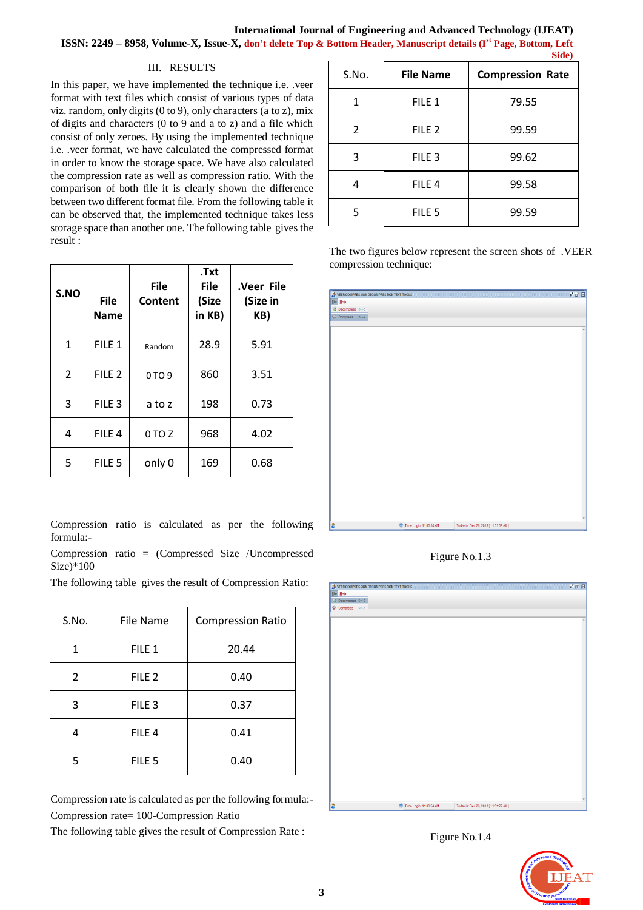## III. RESULTS

In this paper, we have implemented the technique i.e. .veer format with text files which consist of various types of data viz. random, only digits (0 to 9), only characters (a to z), mix of digits and characters (0 to 9 and a to z) and a file which consist of only zeroes. By using the implemented technique i.e. .veer format, we have calculated the compressed format in order to know the storage space. We have also calculated the compression rate as well as compression ratio. With the comparison of both file it is clearly shown the difference between two different format file. From the following table it can be observed that, the implemented technique takes less storage space than another one. The following table gives the result :

| S.NO | File Name | File Content | .Txt File (Size in KB) | .Veer File (Size in KB) |
|---|---|---|---|---|
| 1 | FILE 1 | Random | 28.9 | 5.91 |
| 2 | FILE 2 | 0 TO 9 | 860 | 3.51 |
| 3 | FILE 3 | a to z | 198 | 0.73 |
| 4 | FILE 4 | 0 TO Z | 968 | 4.02 |
| 5 | FILE 5 | only 0 | 169 | 0.68 |

Compression ratio is calculated as per the following formula:-

Compression ratio = (Compressed Size /Uncompressed Size)*100

The following table gives the result of Compression Ratio:

| S.No. | File Name | Compression Ratio |
|---|---|---|
| 1 | FILE 1 | 20.44 |
| 2 | FILE 2 | 0.40 |
| 3 | FILE 3 | 0.37 |
| 4 | FILE 4 | 0.41 |
| 5 | FILE 5 | 0.40 |

Compression rate is calculated as per the following formula:-

Compression rate= 100-Compression Ratio

The following table gives the result of Compression Rate :

| S.No. | File Name | Compression Rate |
|---|---|---|
| 1 | FILE 1 | 79.55 |
| 2 | FILE 2 | 99.59 |
| 3 | FILE 3 | 99.62 |
| 4 | FILE 4 | 99.58 |
| 5 | FILE 5 | 99.59 |

The two figures below represent the screen shots of .VEER compression technique:

Figure No.1.3

Figure No.1.4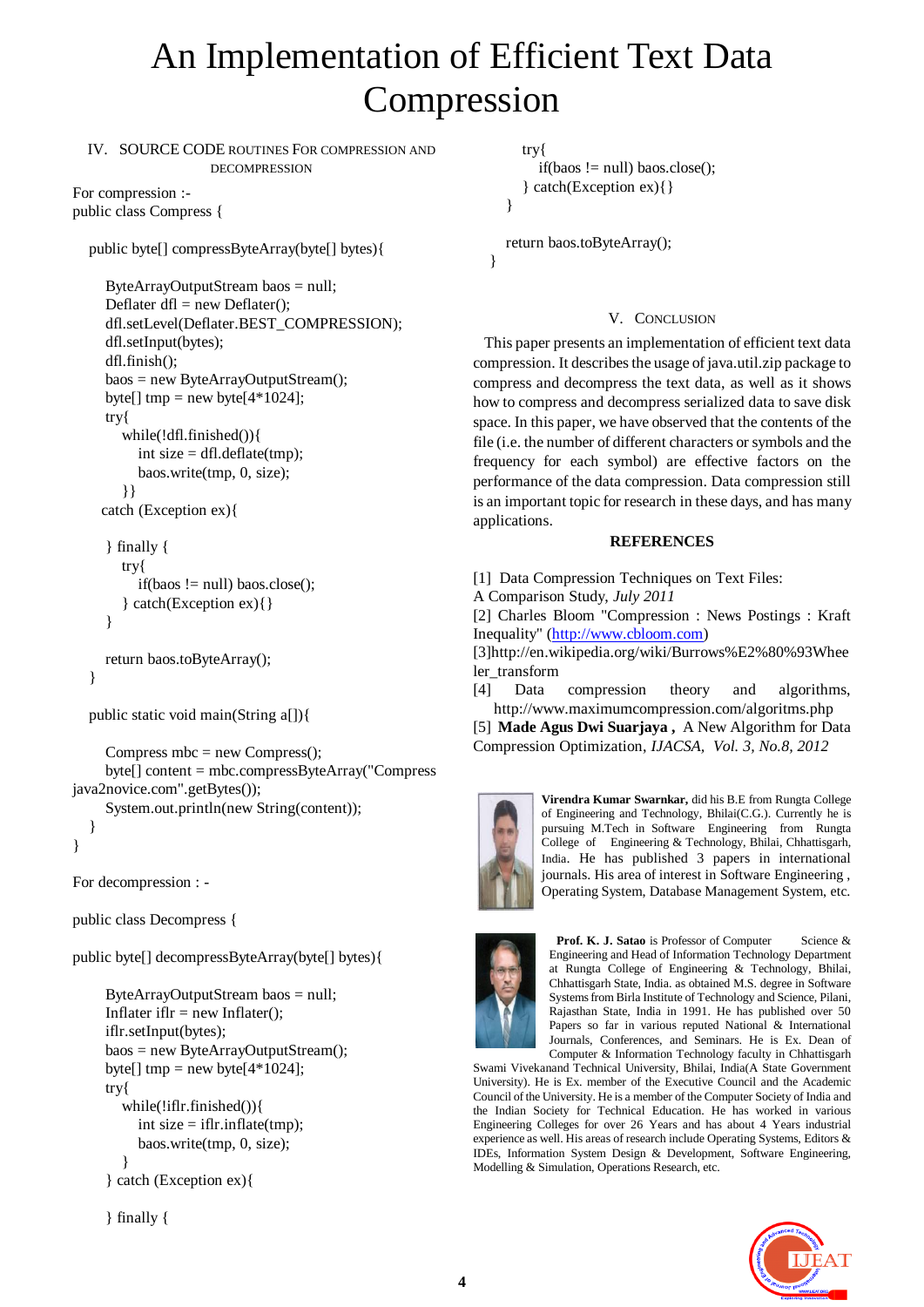# An Implementation of Efficient Text Data Compression

## IV. Source Code Routines For Compression and Decompression

For compression :-

```
public class Compress {

   public byte[] compressByteArray(byte[] bytes){

      ByteArrayOutputStream baos = null;
      Deflater dfl = new Deflater();
      dfl.setLevel(Deflater.BEST_COMPRESSION);
      dfl.setInput(bytes);
      dfl.finish();
      baos = new ByteArrayOutputStream();
      byte[] tmp = new byte[4*1024];
      try{
         while(!dfl.finished()){
            int size = dfl.deflate(tmp);
            baos.write(tmp, 0, size);
         }}
     catch (Exception ex){

      } finally {
         try{
            if(baos != null) baos.close();
         } catch(Exception ex){}
      }

      return baos.toByteArray();
   }

   public static void main(String a[]){

      Compress mbc = new Compress();
      byte[] content = mbc.compressByteArray("Compress
java2novice.com".getBytes());
      System.out.println(new String(content));
   }
}
```

For decompression : -

```
public class Decompress {

public byte[] decompressByteArray(byte[] bytes){

      ByteArrayOutputStream baos = null;
      Inflater iflr = new Inflater();
      iflr.setInput(bytes);
      baos = new ByteArrayOutputStream();
      byte[] tmp = new byte[4*1024];
      try{
         while(!iflr.finished()){
            int size = iflr.inflate(tmp);
            baos.write(tmp, 0, size);
         }
      } catch (Exception ex){

      } finally {
         try{
            if(baos != null) baos.close();
         } catch(Exception ex){}
      }

      return baos.toByteArray();
   }
```

## V. Conclusion

This paper presents an implementation of efficient text data compression. It describes the usage of java.util.zip package to compress and decompress the text data, as well as it shows how to compress and decompress serialized data to save disk space. In this paper, we have observed that the contents of the file (i.e. the number of different characters or symbols and the frequency for each symbol) are effective factors on the performance of the data compression. Data compression still is an important topic for research in these days, and has many applications.

## REFERENCES

[1] Data Compression Techniques on Text Files: A Comparison Study, *July 2011*

[2] Charles Bloom "Compression : News Postings : Kraft Inequality" (http://www.cbloom.com)

[3]http://en.wikipedia.org/wiki/Burrows%E2%80%93Wheeler_transform

[4] Data compression theory and algorithms, http://www.maximumcompression.com/algoritms.php

[5] **Made Agus Dwi Suarjaya ,** A New Algorithm for Data Compression Optimization, *IJACSA, Vol. 3, No.8, 2012*

**Virendra Kumar Swarnkar,** did his B.E from Rungta College of Engineering and Technology, Bhilai(C.G.). Currently he is pursuing M.Tech in Software Engineering from Rungta College of Engineering & Technology, Bhilai, Chhattisgarh, India. He has published 3 papers in international journals. His area of interest in Software Engineering , Operating System, Database Management System, etc.

**Prof. K. J. Satao** is Professor of Computer Science & Engineering and Head of Information Technology Department at Rungta College of Engineering & Technology, Bhilai, Chhattisgarh State, India. as obtained M.S. degree in Software Systems from Birla Institute of Technology and Science, Pilani, Rajasthan State, India in 1991. He has published over 50 Papers so far in various reputed National & International Journals, Conferences, and Seminars. He is Ex. Dean of Computer & Information Technology faculty in Chhattisgarh Swami Vivekanand Technical University, Bhilai, India(A State Government University). He is Ex. member of the Executive Council and the Academic Council of the University. He is a member of the Computer Society of India and the Indian Society for Technical Education. He has worked in various Engineering Colleges for over 26 Years and has about 4 Years industrial experience as well. His areas of research include Operating Systems, Editors & IDEs, Information System Design & Development, Software Engineering, Modelling & Simulation, Operations Research, etc.